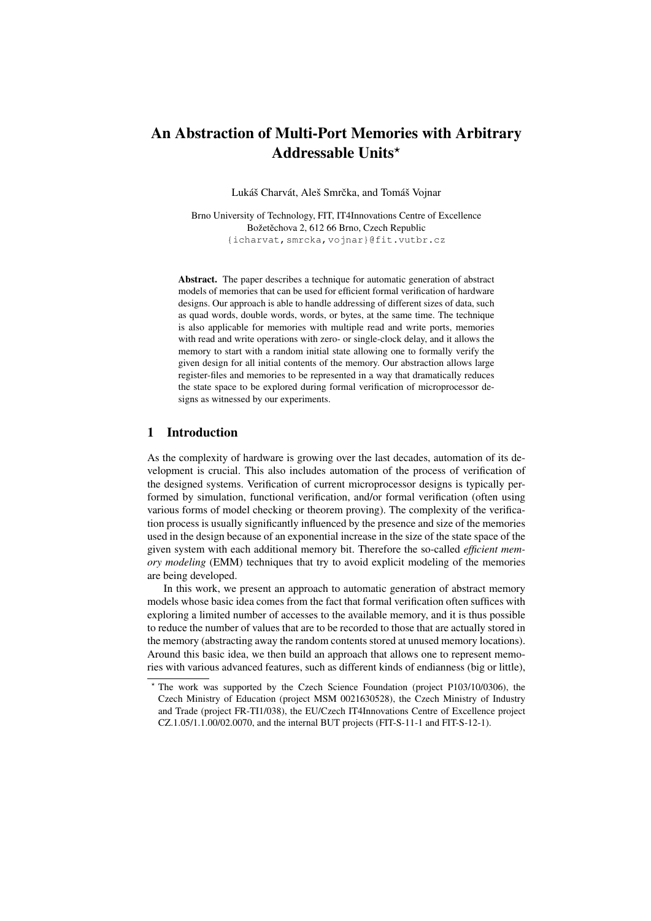# An Abstraction of Multi-Port Memories with Arbitrary Addressable Units*

Lukáš Charvát, Aleš Smrčka, and Tomáš Vojnar

Brno University of Technology, FIT, IT4Innovations Centre of Excellence
Božetěchova 2, 612 66 Brno, Czech Republic
{icharvat,smrcka,vojnar}@fit.vutbr.cz

**Abstract.** The paper describes a technique for automatic generation of abstract models of memories that can be used for efficient formal verification of hardware designs. Our approach is able to handle addressing of different sizes of data, such as quad words, double words, words, or bytes, at the same time. The technique is also applicable for memories with multiple read and write ports, memories with read and write operations with zero- or single-clock delay, and it allows the memory to start with a random initial state allowing one to formally verify the given design for all initial contents of the memory. Our abstraction allows large register-files and memories to be represented in a way that dramatically reduces the state space to be explored during formal verification of microprocessor designs as witnessed by our experiments.

## 1 Introduction

As the complexity of hardware is growing over the last decades, automation of its development is crucial. This also includes automation of the process of verification of the designed systems. Verification of current microprocessor designs is typically performed by simulation, functional verification, and/or formal verification (often using various forms of model checking or theorem proving). The complexity of the verification process is usually significantly influenced by the presence and size of the memories used in the design because of an exponential increase in the size of the state space of the given system with each additional memory bit. Therefore the so-called *efficient memory modeling* (EMM) techniques that try to avoid explicit modeling of the memories are being developed.

In this work, we present an approach to automatic generation of abstract memory models whose basic idea comes from the fact that formal verification often suffices with exploring a limited number of accesses to the available memory, and it is thus possible to reduce the number of values that are to be recorded to those that are actually stored in the memory (abstracting away the random contents stored at unused memory locations). Around this basic idea, we then build an approach that allows one to represent memories with various advanced features, such as different kinds of endianness (big or little),

* The work was supported by the Czech Science Foundation (project P103/10/0306), the Czech Ministry of Education (project MSM 0021630528), the Czech Ministry of Industry and Trade (project FR-TI1/038), the EU/Czech IT4Innovations Centre of Excellence project CZ.1.05/1.1.00/02.0070, and the internal BUT projects (FIT-S-11-1 and FIT-S-12-1).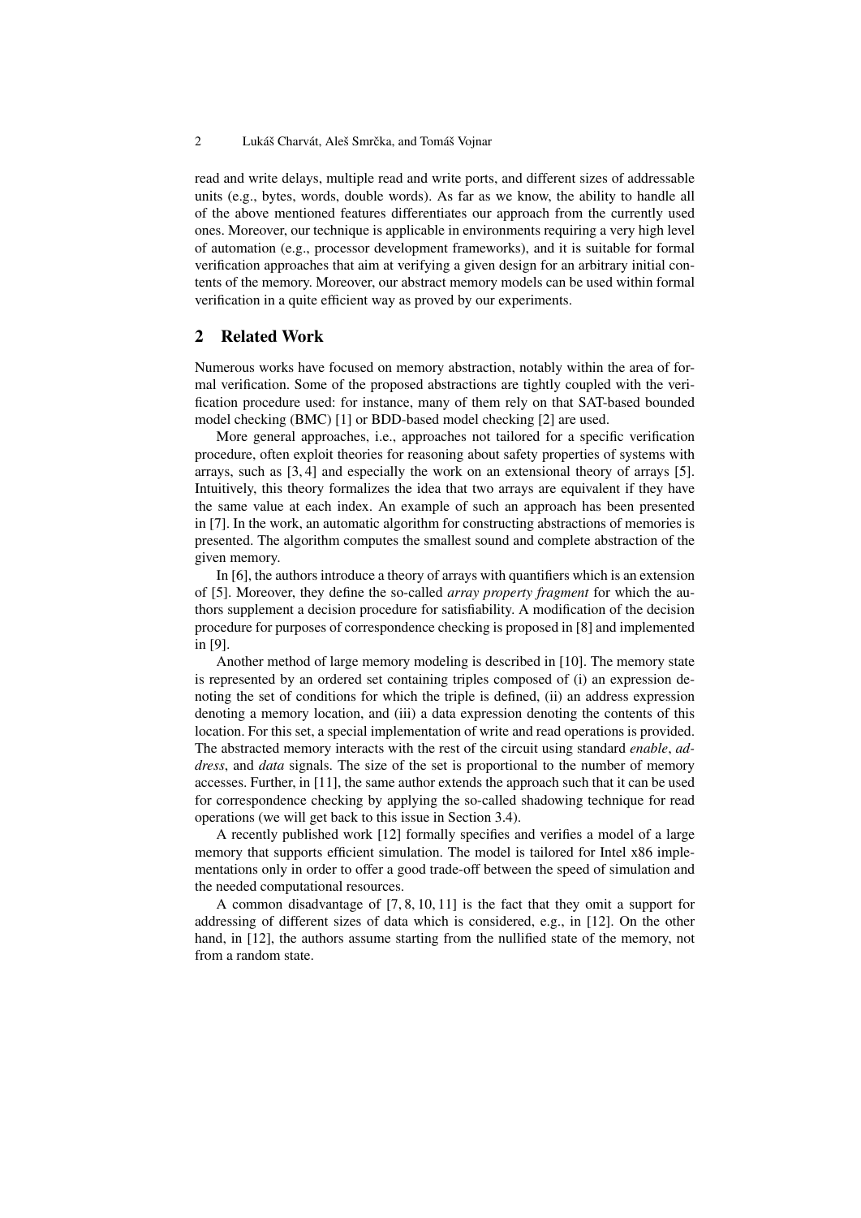read and write delays, multiple read and write ports, and different sizes of addressable units (e.g., bytes, words, double words). As far as we know, the ability to handle all of the above mentioned features differentiates our approach from the currently used ones. Moreover, our technique is applicable in environments requiring a very high level of automation (e.g., processor development frameworks), and it is suitable for formal verification approaches that aim at verifying a given design for an arbitrary initial contents of the memory. Moreover, our abstract memory models can be used within formal verification in a quite efficient way as proved by our experiments.

## 2 Related Work

Numerous works have focused on memory abstraction, notably within the area of formal verification. Some of the proposed abstractions are tightly coupled with the verification procedure used: for instance, many of them rely on that SAT-based bounded model checking (BMC) [1] or BDD-based model checking [2] are used.

More general approaches, i.e., approaches not tailored for a specific verification procedure, often exploit theories for reasoning about safety properties of systems with arrays, such as [3, 4] and especially the work on an extensional theory of arrays [5]. Intuitively, this theory formalizes the idea that two arrays are equivalent if they have the same value at each index. An example of such an approach has been presented in [7]. In the work, an automatic algorithm for constructing abstractions of memories is presented. The algorithm computes the smallest sound and complete abstraction of the given memory.

In [6], the authors introduce a theory of arrays with quantifiers which is an extension of [5]. Moreover, they define the so-called *array property fragment* for which the authors supplement a decision procedure for satisfiability. A modification of the decision procedure for purposes of correspondence checking is proposed in [8] and implemented in [9].

Another method of large memory modeling is described in [10]. The memory state is represented by an ordered set containing triples composed of (i) an expression denoting the set of conditions for which the triple is defined, (ii) an address expression denoting a memory location, and (iii) a data expression denoting the contents of this location. For this set, a special implementation of write and read operations is provided. The abstracted memory interacts with the rest of the circuit using standard *enable*, *address*, and *data* signals. The size of the set is proportional to the number of memory accesses. Further, in [11], the same author extends the approach such that it can be used for correspondence checking by applying the so-called shadowing technique for read operations (we will get back to this issue in Section 3.4).

A recently published work [12] formally specifies and verifies a model of a large memory that supports efficient simulation. The model is tailored for Intel x86 implementations only in order to offer a good trade-off between the speed of simulation and the needed computational resources.

A common disadvantage of [7, 8, 10, 11] is the fact that they omit a support for addressing of different sizes of data which is considered, e.g., in [12]. On the other hand, in [12], the authors assume starting from the nullified state of the memory, not from a random state.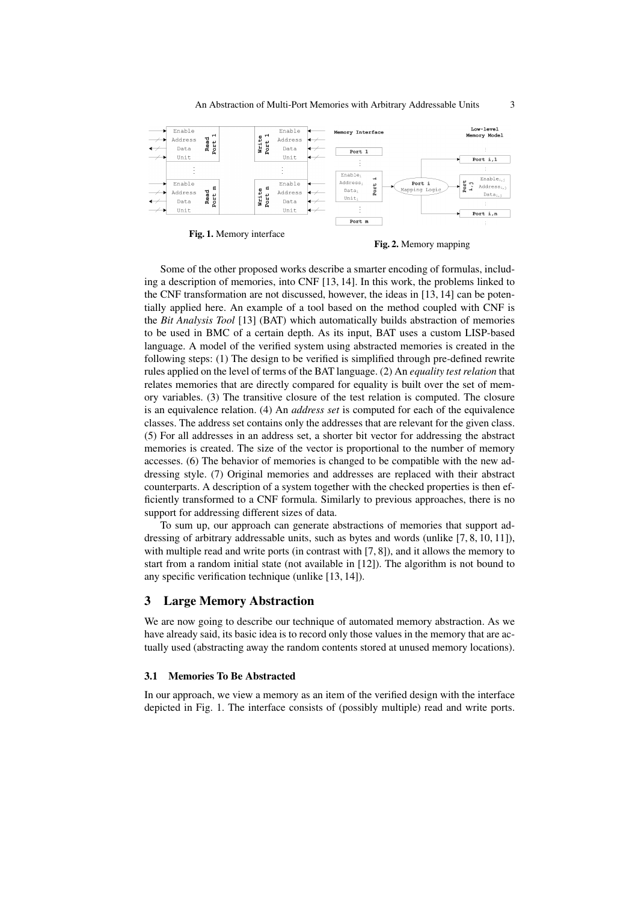**Fig. 1.** Memory interface

**Fig. 2.** Memory mapping

Some of the other proposed works describe a smarter encoding of formulas, including a description of memories, into CNF [13, 14]. In this work, the problems linked to the CNF transformation are not discussed, however, the ideas in [13, 14] can be potentially applied here. An example of a tool based on the method coupled with CNF is the *Bit Analysis Tool* [13] (BAT) which automatically builds abstraction of memories to be used in BMC of a certain depth. As its input, BAT uses a custom LISP-based language. A model of the verified system using abstracted memories is created in the following steps: (1) The design to be verified is simplified through pre-defined rewrite rules applied on the level of terms of the BAT language. (2) An *equality test relation* that relates memories that are directly compared for equality is built over the set of memory variables. (3) The transitive closure of the test relation is computed. The closure is an equivalence relation. (4) An *address set* is computed for each of the equivalence classes. The address set contains only the addresses that are relevant for the given class. (5) For all addresses in an address set, a shorter bit vector for addressing the abstract memories is created. The size of the vector is proportional to the number of memory accesses. (6) The behavior of memories is changed to be compatible with the new addressing style. (7) Original memories and addresses are replaced with their abstract counterparts. A description of a system together with the checked properties is then efficiently transformed to a CNF formula. Similarly to previous approaches, there is no support for addressing different sizes of data.

To sum up, our approach can generate abstractions of memories that support addressing of arbitrary addressable units, such as bytes and words (unlike [7, 8, 10, 11]), with multiple read and write ports (in contrast with [7, 8]), and it allows the memory to start from a random initial state (not available in [12]). The algorithm is not bound to any specific verification technique (unlike [13, 14]).

## 3 Large Memory Abstraction

We are now going to describe our technique of automated memory abstraction. As we have already said, its basic idea is to record only those values in the memory that are actually used (abstracting away the random contents stored at unused memory locations).

### 3.1 Memories To Be Abstracted

In our approach, we view a memory as an item of the verified design with the interface depicted in Fig. 1. The interface consists of (possibly multiple) read and write ports.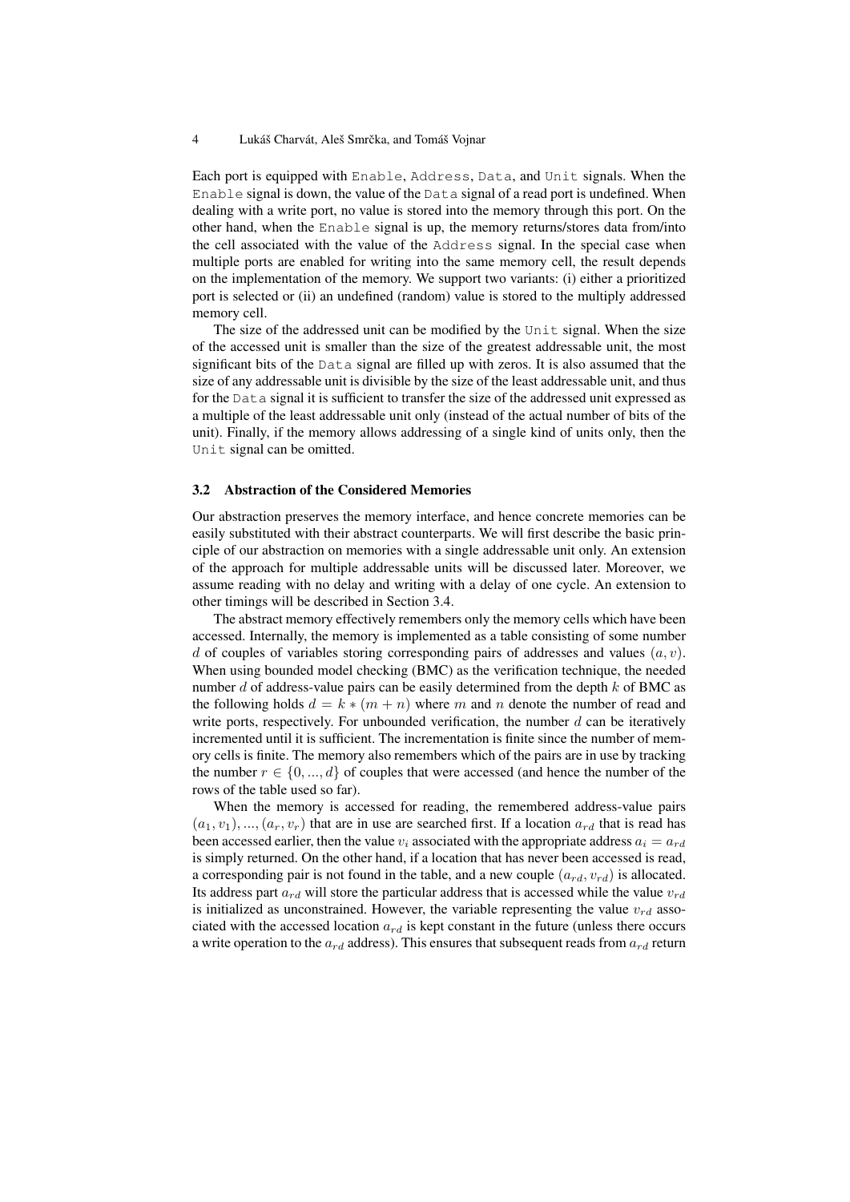Each port is equipped with Enable, Address, Data, and Unit signals. When the Enable signal is down, the value of the Data signal of a read port is undefined. When dealing with a write port, no value is stored into the memory through this port. On the other hand, when the Enable signal is up, the memory returns/stores data from/into the cell associated with the value of the Address signal. In the special case when multiple ports are enabled for writing into the same memory cell, the result depends on the implementation of the memory. We support two variants: (i) either a prioritized port is selected or (ii) an undefined (random) value is stored to the multiply addressed memory cell.

The size of the addressed unit can be modified by the Unit signal. When the size of the accessed unit is smaller than the size of the greatest addressable unit, the most significant bits of the Data signal are filled up with zeros. It is also assumed that the size of any addressable unit is divisible by the size of the least addressable unit, and thus for the Data signal it is sufficient to transfer the size of the addressed unit expressed as a multiple of the least addressable unit only (instead of the actual number of bits of the unit). Finally, if the memory allows addressing of a single kind of units only, then the Unit signal can be omitted.

### 3.2 Abstraction of the Considered Memories

Our abstraction preserves the memory interface, and hence concrete memories can be easily substituted with their abstract counterparts. We will first describe the basic principle of our abstraction on memories with a single addressable unit only. An extension of the approach for multiple addressable units will be discussed later. Moreover, we assume reading with no delay and writing with a delay of one cycle. An extension to other timings will be described in Section 3.4.

The abstract memory effectively remembers only the memory cells which have been accessed. Internally, the memory is implemented as a table consisting of some number $d$ of couples of variables storing corresponding pairs of addresses and values $(a, v)$. When using bounded model checking (BMC) as the verification technique, the needed number $d$ of address-value pairs can be easily determined from the depth $k$ of BMC as the following holds $d = k * (m + n)$ where $m$ and $n$ denote the number of read and write ports, respectively. For unbounded verification, the number $d$ can be iteratively incremented until it is sufficient. The incrementation is finite since the number of memory cells is finite. The memory also remembers which of the pairs are in use by tracking the number $r \in \{0, ..., d\}$ of couples that were accessed (and hence the number of the rows of the table used so far).

When the memory is accessed for reading, the remembered address-value pairs $(a_1, v_1), ..., (a_r, v_r)$ that are in use are searched first. If a location $a_{rd}$ that is read has been accessed earlier, then the value $v_i$ associated with the appropriate address $a_i = a_{rd}$ is simply returned. On the other hand, if a location that has never been accessed is read, a corresponding pair is not found in the table, and a new couple $(a_{rd}, v_{rd})$ is allocated. Its address part $a_{rd}$ will store the particular address that is accessed while the value $v_{rd}$ is initialized as unconstrained. However, the variable representing the value $v_{rd}$ associated with the accessed location $a_{rd}$ is kept constant in the future (unless there occurs a write operation to the $a_{rd}$ address). This ensures that subsequent reads from $a_{rd}$ return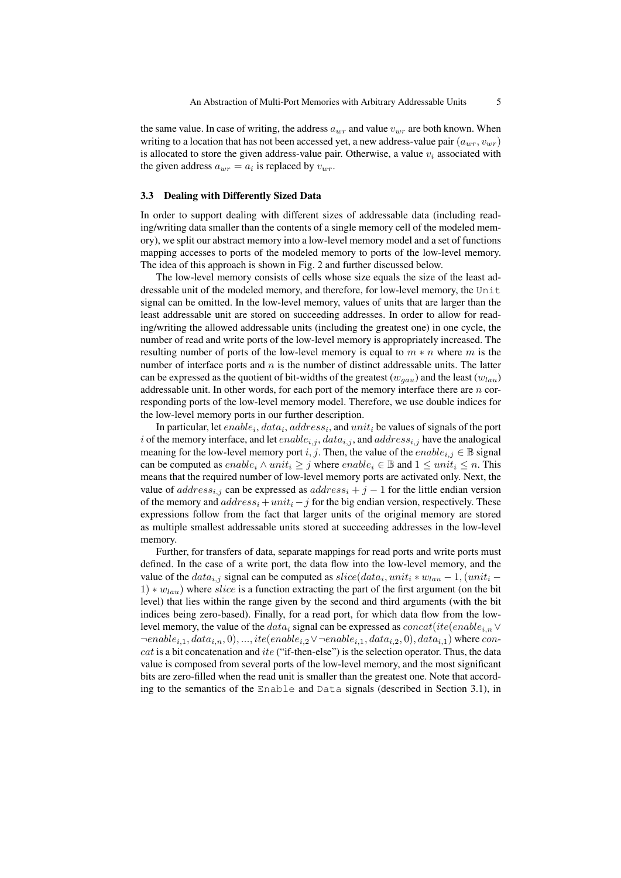the same value. In case of writing, the address $a_{wr}$ and value $v_{wr}$ are both known. When writing to a location that has not been accessed yet, a new address-value pair $(a_{wr}, v_{wr})$ is allocated to store the given address-value pair. Otherwise, a value $v_i$ associated with the given address $a_{wr} = a_i$ is replaced by $v_{wr}$.

### 3.3 Dealing with Differently Sized Data

In order to support dealing with different sizes of addressable data (including reading/writing data smaller than the contents of a single memory cell of the modeled memory), we split our abstract memory into a low-level memory model and a set of functions mapping accesses to ports of the modeled memory to ports of the low-level memory. The idea of this approach is shown in Fig. 2 and further discussed below.

The low-level memory consists of cells whose size equals the size of the least addressable unit of the modeled memory, and therefore, for low-level memory, the `Unit` signal can be omitted. In the low-level memory, values of units that are larger than the least addressable unit are stored on succeeding addresses. In order to allow for reading/writing the allowed addressable units (including the greatest one) in one cycle, the number of read and write ports of the low-level memory is appropriately increased. The resulting number of ports of the low-level memory is equal to $m * n$ where $m$ is the number of interface ports and $n$ is the number of distinct addressable units. The latter can be expressed as the quotient of bit-widths of the greatest ($w_{gau}$) and the least ($w_{lau}$) addressable unit. In other words, for each port of the memory interface there are $n$ corresponding ports of the low-level memory model. Therefore, we use double indices for the low-level memory ports in our further description.

In particular, let $enable_i$, $data_i$, $address_i$, and $unit_i$ be values of signals of the port $i$ of the memory interface, and let $enable_{i,j}$, $data_{i,j}$, and $address_{i,j}$ have the analogical meaning for the low-level memory port $i, j$. Then, the value of the $enable_{i,j} \in \mathbb{B}$ signal can be computed as $enable_i \wedge unit_i \geq j$ where $enable_i \in \mathbb{B}$ and $1 \leq unit_i \leq n$. This means that the required number of low-level memory ports are activated only. Next, the value of $address_{i,j}$ can be expressed as $address_i + j - 1$ for the little endian version of the memory and $address_i + unit_i - j$ for the big endian version, respectively. These expressions follow from the fact that larger units of the original memory are stored as multiple smallest addressable units stored at succeeding addresses in the low-level memory.

Further, for transfers of data, separate mappings for read ports and write ports must defined. In the case of a write port, the data flow into the low-level memory, and the value of the $data_{i,j}$ signal can be computed as $slice(data_i, unit_i * w_{lau} - 1, (unit_i - 1) * w_{lau})$ where $slice$ is a function extracting the part of the first argument (on the bit level) that lies within the range given by the second and third arguments (with the bit indices being zero-based). Finally, for a read port, for which data flow from the low-level memory, the value of the $data_i$ signal can be expressed as $concat(ite(enable_{i,n} \vee \neg enable_{i,1}, data_{i,n}, 0), ..., ite(enable_{i,2} \vee \neg enable_{i,1}, data_{i,2}, 0), data_{i,1})$ where $concat$ is a bit concatenation and $ite$ ("if-then-else") is the selection operator. Thus, the data value is composed from several ports of the low-level memory, and the most significant bits are zero-filled when the read unit is smaller than the greatest one. Note that according to the semantics of the `Enable` and `Data` signals (described in Section 3.1), in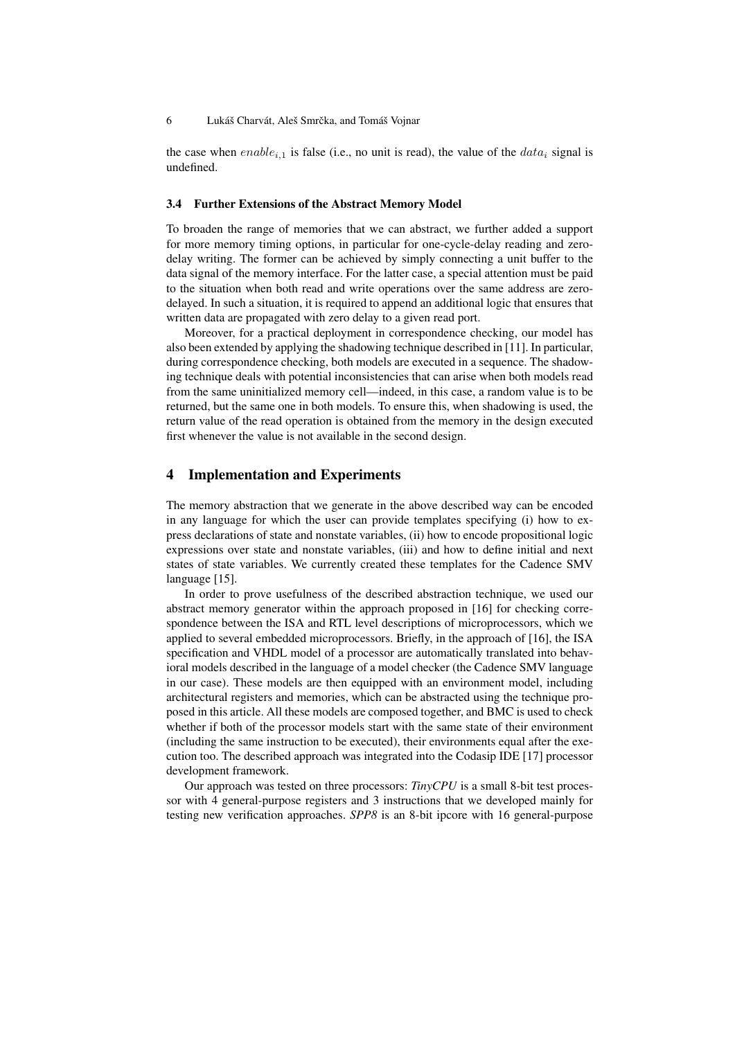the case when $enable_{i,1}$ is false (i.e., no unit is read), the value of the $data_i$ signal is undefined.

### 3.4 Further Extensions of the Abstract Memory Model

To broaden the range of memories that we can abstract, we further added a support for more memory timing options, in particular for one-cycle-delay reading and zero-delay writing. The former can be achieved by simply connecting a unit buffer to the data signal of the memory interface. For the latter case, a special attention must be paid to the situation when both read and write operations over the same address are zero-delayed. In such a situation, it is required to append an additional logic that ensures that written data are propagated with zero delay to a given read port.

Moreover, for a practical deployment in correspondence checking, our model has also been extended by applying the shadowing technique described in [11]. In particular, during correspondence checking, both models are executed in a sequence. The shadowing technique deals with potential inconsistencies that can arise when both models read from the same uninitialized memory cell—indeed, in this case, a random value is to be returned, but the same one in both models. To ensure this, when shadowing is used, the return value of the read operation is obtained from the memory in the design executed first whenever the value is not available in the second design.

## 4 Implementation and Experiments

The memory abstraction that we generate in the above described way can be encoded in any language for which the user can provide templates specifying (i) how to express declarations of state and nonstate variables, (ii) how to encode propositional logic expressions over state and nonstate variables, (iii) and how to define initial and next states of state variables. We currently created these templates for the Cadence SMV language [15].

In order to prove usefulness of the described abstraction technique, we used our abstract memory generator within the approach proposed in [16] for checking correspondence between the ISA and RTL level descriptions of microprocessors, which we applied to several embedded microprocessors. Briefly, in the approach of [16], the ISA specification and VHDL model of a processor are automatically translated into behavioral models described in the language of a model checker (the Cadence SMV language in our case). These models are then equipped with an environment model, including architectural registers and memories, which can be abstracted using the technique proposed in this article. All these models are composed together, and BMC is used to check whether if both of the processor models start with the same state of their environment (including the same instruction to be executed), their environments equal after the execution too. The described approach was integrated into the Codasip IDE [17] processor development framework.

Our approach was tested on three processors: *TinyCPU* is a small 8-bit test processor with 4 general-purpose registers and 3 instructions that we developed mainly for testing new verification approaches. *SPP8* is an 8-bit ipcore with 16 general-purpose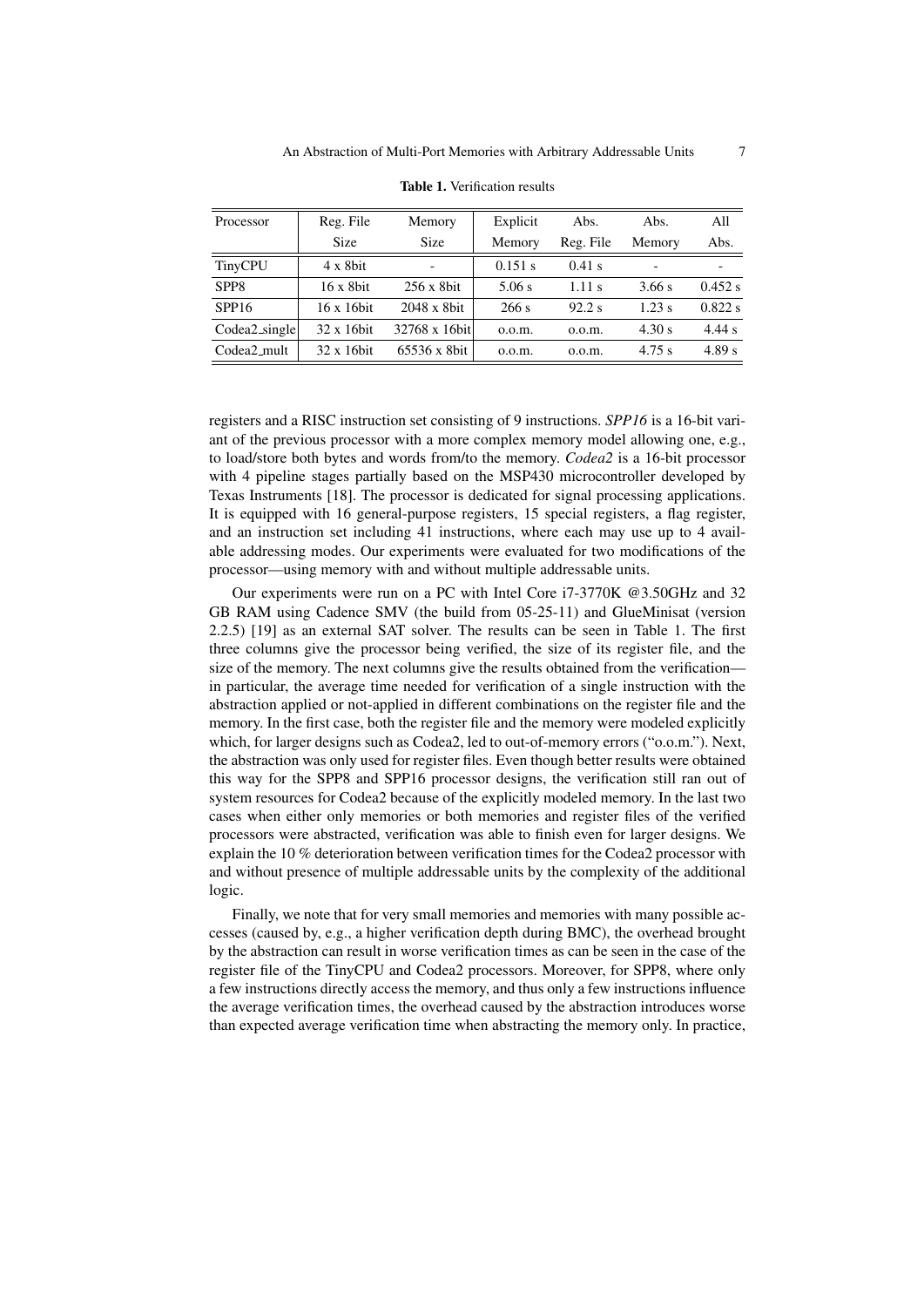**Table 1.** Verification results

| Processor | Reg. File Size | Memory Size | Explicit Memory | Abs. Reg. File | Abs. Memory | All Abs. |
|---|---|---|---|---|---|---|
| TinyCPU | 4 x 8bit | - | 0.151 s | 0.41 s | - | - |
| SPP8 | 16 x 8bit | 256 x 8bit | 5.06 s | 1.11 s | 3.66 s | 0.452 s |
| SPP16 | 16 x 16bit | 2048 x 8bit | 266 s | 92.2 s | 1.23 s | 0.822 s |
| Codea2_single | 32 x 16bit | 32768 x 16bit | o.o.m. | o.o.m. | 4.30 s | 4.44 s |
| Codea2_mult | 32 x 16bit | 65536 x 8bit | o.o.m. | o.o.m. | 4.75 s | 4.89 s |

registers and a RISC instruction set consisting of 9 instructions. *SPP16* is a 16-bit variant of the previous processor with a more complex memory model allowing one, e.g., to load/store both bytes and words from/to the memory. *Codea2* is a 16-bit processor with 4 pipeline stages partially based on the MSP430 microcontroller developed by Texas Instruments [18]. The processor is dedicated for signal processing applications. It is equipped with 16 general-purpose registers, 15 special registers, a flag register, and an instruction set including 41 instructions, where each may use up to 4 available addressing modes. Our experiments were evaluated for two modifications of the processor—using memory with and without multiple addressable units.

Our experiments were run on a PC with Intel Core i7-3770K @3.50GHz and 32 GB RAM using Cadence SMV (the build from 05-25-11) and GlueMinisat (version 2.2.5) [19] as an external SAT solver. The results can be seen in Table 1. The first three columns give the processor being verified, the size of its register file, and the size of the memory. The next columns give the results obtained from the verification—in particular, the average time needed for verification of a single instruction with the abstraction applied or not-applied in different combinations on the register file and the memory. In the first case, both the register file and the memory were modeled explicitly which, for larger designs such as Codea2, led to out-of-memory errors ("o.o.m."). Next, the abstraction was only used for register files. Even though better results were obtained this way for the SPP8 and SPP16 processor designs, the verification still ran out of system resources for Codea2 because of the explicitly modeled memory. In the last two cases when either only memories or both memories and register files of the verified processors were abstracted, verification was able to finish even for larger designs. We explain the 10 % deterioration between verification times for the Codea2 processor with and without presence of multiple addressable units by the complexity of the additional logic.

Finally, we note that for very small memories and memories with many possible accesses (caused by, e.g., a higher verification depth during BMC), the overhead brought by the abstraction can result in worse verification times as can be seen in the case of the register file of the TinyCPU and Codea2 processors. Moreover, for SPP8, where only a few instructions directly access the memory, and thus only a few instructions influence the average verification times, the overhead caused by the abstraction introduces worse than expected average verification time when abstracting the memory only. In practice,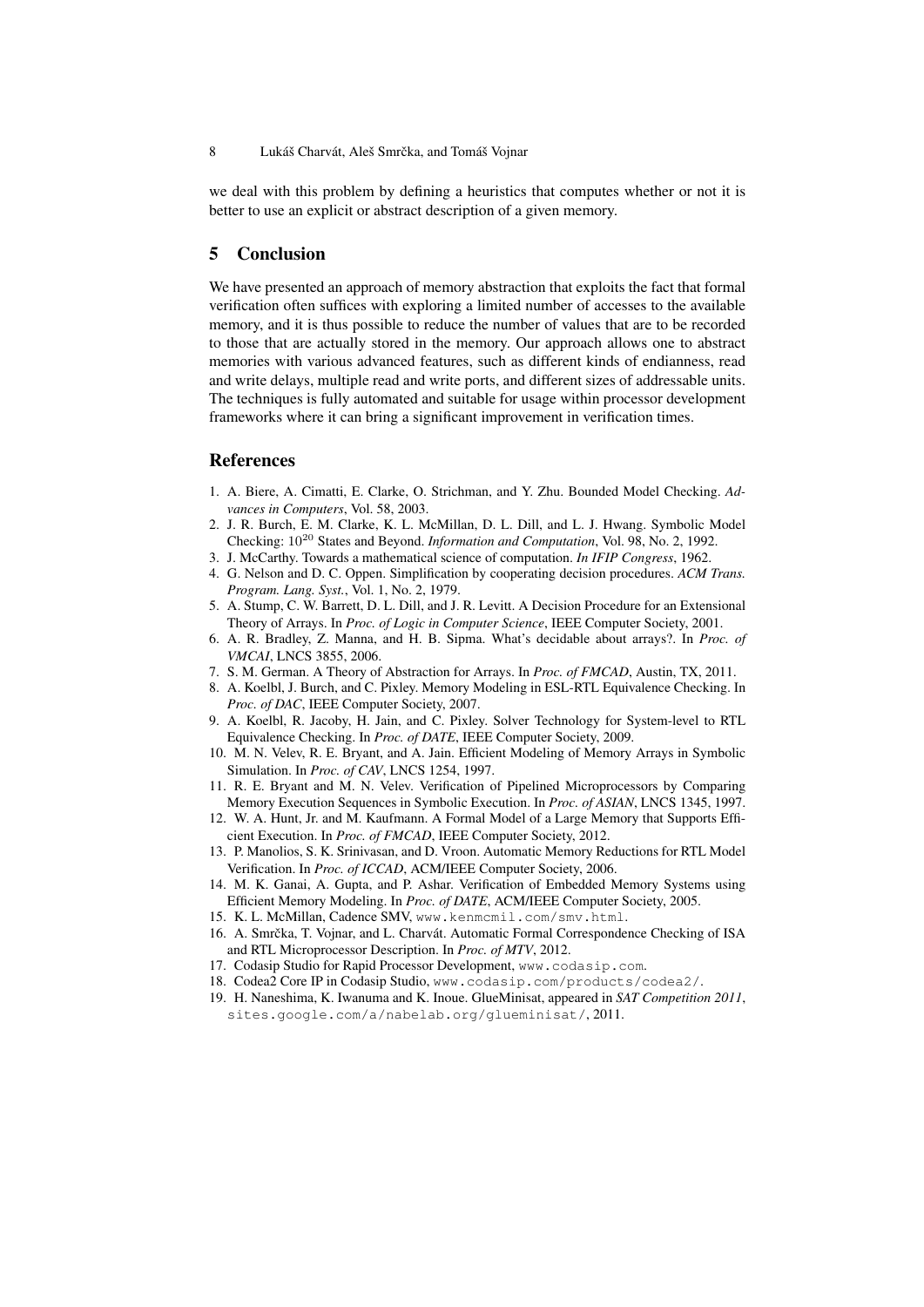we deal with this problem by defining a heuristics that computes whether or not it is better to use an explicit or abstract description of a given memory.

## 5 Conclusion

We have presented an approach of memory abstraction that exploits the fact that formal verification often suffices with exploring a limited number of accesses to the available memory, and it is thus possible to reduce the number of values that are to be recorded to those that are actually stored in the memory. Our approach allows one to abstract memories with various advanced features, such as different kinds of endianness, read and write delays, multiple read and write ports, and different sizes of addressable units. The techniques is fully automated and suitable for usage within processor development frameworks where it can bring a significant improvement in verification times.

## References

1. A. Biere, A. Cimatti, E. Clarke, O. Strichman, and Y. Zhu. Bounded Model Checking. *Advances in Computers*, Vol. 58, 2003.
2. J. R. Burch, E. M. Clarke, K. L. McMillan, D. L. Dill, and L. J. Hwang. Symbolic Model Checking: $10^{20}$ States and Beyond. *Information and Computation*, Vol. 98, No. 2, 1992.
3. J. McCarthy. Towards a mathematical science of computation. *In IFIP Congress*, 1962.
4. G. Nelson and D. C. Oppen. Simplification by cooperating decision procedures. *ACM Trans. Program. Lang. Syst.*, Vol. 1, No. 2, 1979.
5. A. Stump, C. W. Barrett, D. L. Dill, and J. R. Levitt. A Decision Procedure for an Extensional Theory of Arrays. In *Proc. of Logic in Computer Science*, IEEE Computer Society, 2001.
6. A. R. Bradley, Z. Manna, and H. B. Sipma. What's decidable about arrays?. In *Proc. of VMCAI*, LNCS 3855, 2006.
7. S. M. German. A Theory of Abstraction for Arrays. In *Proc. of FMCAD*, Austin, TX, 2011.
8. A. Koelbl, J. Burch, and C. Pixley. Memory Modeling in ESL-RTL Equivalence Checking. In *Proc. of DAC*, IEEE Computer Society, 2007.
9. A. Koelbl, R. Jacoby, H. Jain, and C. Pixley. Solver Technology for System-level to RTL Equivalence Checking. In *Proc. of DATE*, IEEE Computer Society, 2009.
10. M. N. Velev, R. E. Bryant, and A. Jain. Efficient Modeling of Memory Arrays in Symbolic Simulation. In *Proc. of CAV*, LNCS 1254, 1997.
11. R. E. Bryant and M. N. Velev. Verification of Pipelined Microprocessors by Comparing Memory Execution Sequences in Symbolic Execution. In *Proc. of ASIAN*, LNCS 1345, 1997.
12. W. A. Hunt, Jr. and M. Kaufmann. A Formal Model of a Large Memory that Supports Efficient Execution. In *Proc. of FMCAD*, IEEE Computer Society, 2012.
13. P. Manolios, S. K. Srinivasan, and D. Vroon. Automatic Memory Reductions for RTL Model Verification. In *Proc. of ICCAD*, ACM/IEEE Computer Society, 2006.
14. M. K. Ganai, A. Gupta, and P. Ashar. Verification of Embedded Memory Systems using Efficient Memory Modeling. In *Proc. of DATE*, ACM/IEEE Computer Society, 2005.
15. K. L. McMillan, Cadence SMV, www.kenmcmil.com/smv.html.
16. A. Smrčka, T. Vojnar, and L. Charvát. Automatic Formal Correspondence Checking of ISA and RTL Microprocessor Description. In *Proc. of MTV*, 2012.
17. Codasip Studio for Rapid Processor Development, www.codasip.com.
18. Codea2 Core IP in Codasip Studio, www.codasip.com/products/codea2/.
19. H. Naneshima, K. Iwanuma and K. Inoue. GlueMinisat, appeared in *SAT Competition 2011*, sites.google.com/a/nabelab.org/glueminisat/, 2011.